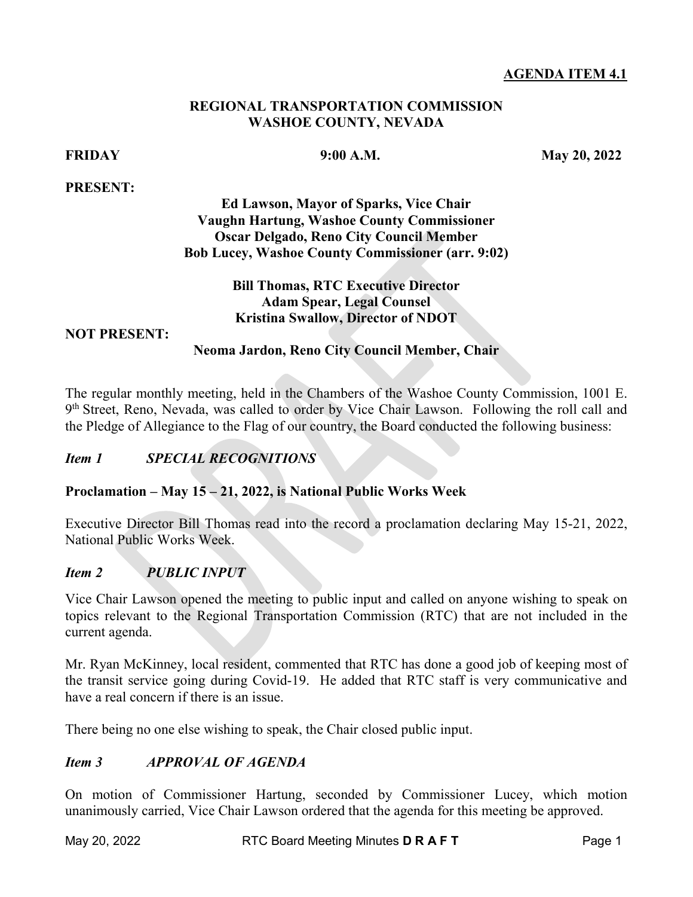**AGENDA ITEM 4.1**

**REGIONAL TRANSPORTATION COMMISSION**
**WASHOE COUNTY, NEVADA**

**FRIDAY** **9:00 A.M.** **May 20, 2022**

**PRESENT:**

**Ed Lawson, Mayor of Sparks, Vice Chair**
**Vaughn Hartung, Washoe County Commissioner**
**Oscar Delgado, Reno City Council Member**
**Bob Lucey, Washoe County Commissioner (arr. 9:02)**

**Bill Thomas, RTC Executive Director**
**Adam Spear, Legal Counsel**
**Kristina Swallow, Director of NDOT**

**NOT PRESENT:**

**Neoma Jardon, Reno City Council Member, Chair**

The regular monthly meeting, held in the Chambers of the Washoe County Commission, 1001 E. 9th Street, Reno, Nevada, was called to order by Vice Chair Lawson. Following the roll call and the Pledge of Allegiance to the Flag of our country, the Board conducted the following business:

### *Item 1 SPECIAL RECOGNITIONS*

**Proclamation – May 15 – 21, 2022, is National Public Works Week**

Executive Director Bill Thomas read into the record a proclamation declaring May 15-21, 2022, National Public Works Week.

### *Item 2 PUBLIC INPUT*

Vice Chair Lawson opened the meeting to public input and called on anyone wishing to speak on topics relevant to the Regional Transportation Commission (RTC) that are not included in the current agenda.

Mr. Ryan McKinney, local resident, commented that RTC has done a good job of keeping most of the transit service going during Covid-19. He added that RTC staff is very communicative and have a real concern if there is an issue.

There being no one else wishing to speak, the Chair closed public input.

### *Item 3 APPROVAL OF AGENDA*

On motion of Commissioner Hartung, seconded by Commissioner Lucey, which motion unanimously carried, Vice Chair Lawson ordered that the agenda for this meeting be approved.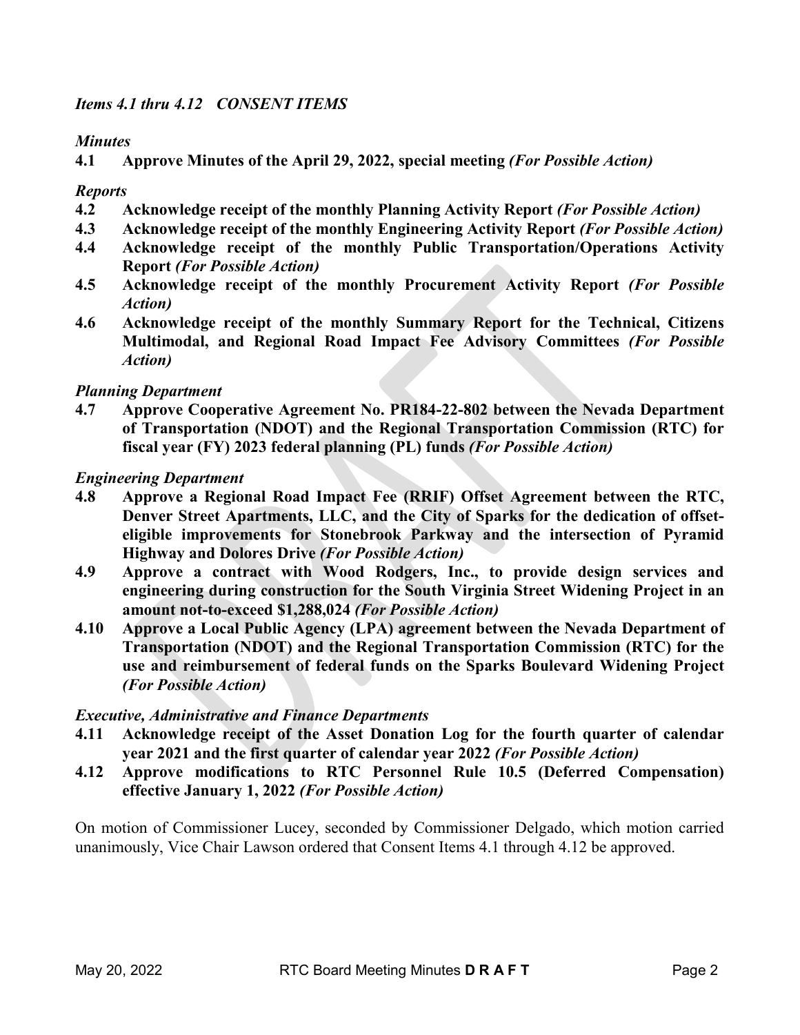*Items 4.1 thru 4.12 CONSENT ITEMS*

*Minutes*

**4.1 Approve Minutes of the April 29, 2022, special meeting** ***(For Possible Action)***

*Reports*

**4.2 Acknowledge receipt of the monthly Planning Activity Report** ***(For Possible Action)***

**4.3 Acknowledge receipt of the monthly Engineering Activity Report** ***(For Possible Action)***

**4.4 Acknowledge receipt of the monthly Public Transportation/Operations Activity Report** ***(For Possible Action)***

**4.5 Acknowledge receipt of the monthly Procurement Activity Report** ***(For Possible Action)***

**4.6 Acknowledge receipt of the monthly Summary Report for the Technical, Citizens Multimodal, and Regional Road Impact Fee Advisory Committees** ***(For Possible Action)***

*Planning Department*

**4.7 Approve Cooperative Agreement No. PR184-22-802 between the Nevada Department of Transportation (NDOT) and the Regional Transportation Commission (RTC) for fiscal year (FY) 2023 federal planning (PL) funds** ***(For Possible Action)***

*Engineering Department*

**4.8 Approve a Regional Road Impact Fee (RRIF) Offset Agreement between the RTC, Denver Street Apartments, LLC, and the City of Sparks for the dedication of offset-eligible improvements for Stonebrook Parkway and the intersection of Pyramid Highway and Dolores Drive** ***(For Possible Action)***

**4.9 Approve a contract with Wood Rodgers, Inc., to provide design services and engineering during construction for the South Virginia Street Widening Project in an amount not-to-exceed $1,288,024** ***(For Possible Action)***

**4.10 Approve a Local Public Agency (LPA) agreement between the Nevada Department of Transportation (NDOT) and the Regional Transportation Commission (RTC) for the use and reimbursement of federal funds on the Sparks Boulevard Widening Project** ***(For Possible Action)***

*Executive, Administrative and Finance Departments*

**4.11 Acknowledge receipt of the Asset Donation Log for the fourth quarter of calendar year 2021 and the first quarter of calendar year 2022** ***(For Possible Action)***

**4.12 Approve modifications to RTC Personnel Rule 10.5 (Deferred Compensation) effective January 1, 2022** ***(For Possible Action)***

On motion of Commissioner Lucey, seconded by Commissioner Delgado, which motion carried unanimously, Vice Chair Lawson ordered that Consent Items 4.1 through 4.12 be approved.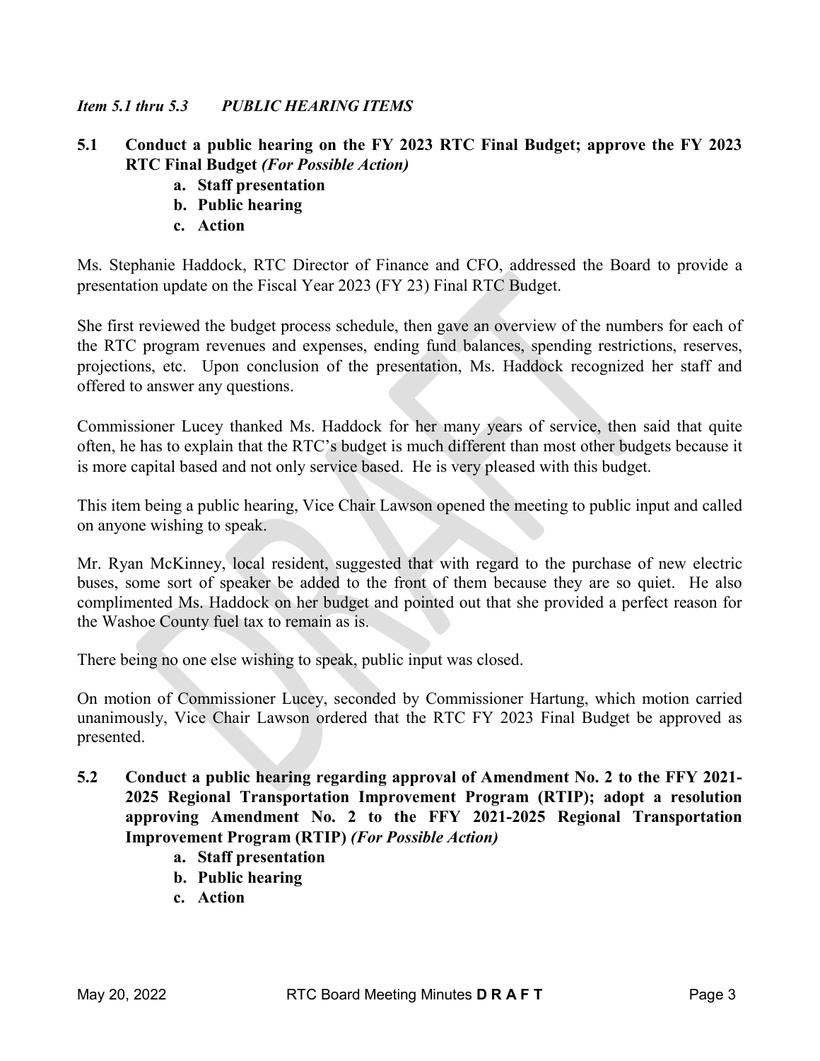***Item 5.1 thru 5.3 PUBLIC HEARING ITEMS***

**5.1 Conduct a public hearing on the FY 2023 RTC Final Budget; approve the FY 2023 RTC Final Budget *(For Possible Action)***

**a. Staff presentation**
**b. Public hearing**
**c. Action**

Ms. Stephanie Haddock, RTC Director of Finance and CFO, addressed the Board to provide a presentation update on the Fiscal Year 2023 (FY 23) Final RTC Budget.

She first reviewed the budget process schedule, then gave an overview of the numbers for each of the RTC program revenues and expenses, ending fund balances, spending restrictions, reserves, projections, etc. Upon conclusion of the presentation, Ms. Haddock recognized her staff and offered to answer any questions.

Commissioner Lucey thanked Ms. Haddock for her many years of service, then said that quite often, he has to explain that the RTC's budget is much different than most other budgets because it is more capital based and not only service based. He is very pleased with this budget.

This item being a public hearing, Vice Chair Lawson opened the meeting to public input and called on anyone wishing to speak.

Mr. Ryan McKinney, local resident, suggested that with regard to the purchase of new electric buses, some sort of speaker be added to the front of them because they are so quiet. He also complimented Ms. Haddock on her budget and pointed out that she provided a perfect reason for the Washoe County fuel tax to remain as is.

There being no one else wishing to speak, public input was closed.

On motion of Commissioner Lucey, seconded by Commissioner Hartung, which motion carried unanimously, Vice Chair Lawson ordered that the RTC FY 2023 Final Budget be approved as presented.

**5.2 Conduct a public hearing regarding approval of Amendment No. 2 to the FFY 2021-2025 Regional Transportation Improvement Program (RTIP); adopt a resolution approving Amendment No. 2 to the FFY 2021-2025 Regional Transportation Improvement Program (RTIP) *(For Possible Action)***

**a. Staff presentation**
**b. Public hearing**
**c. Action**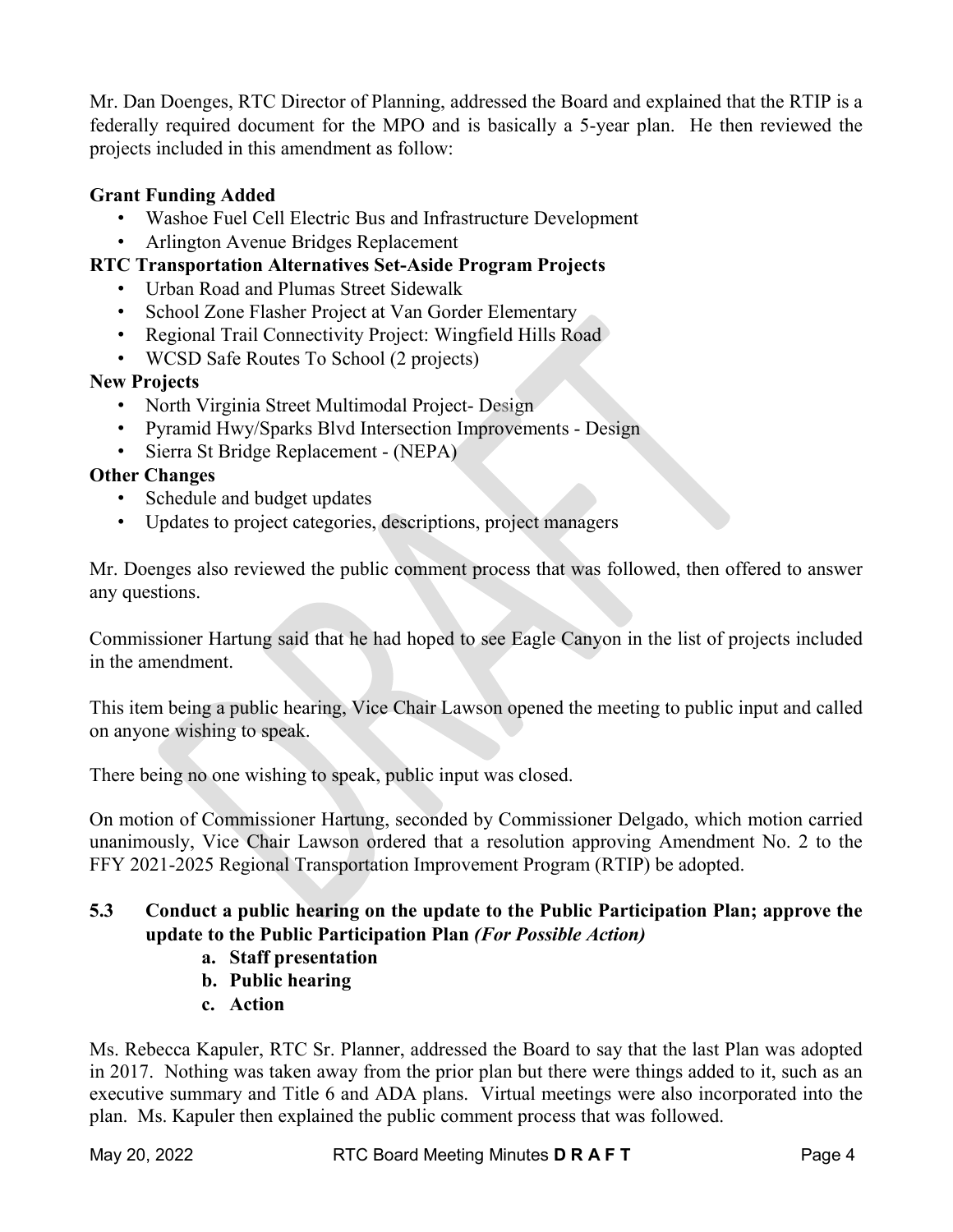Mr. Dan Doenges, RTC Director of Planning, addressed the Board and explained that the RTIP is a federally required document for the MPO and is basically a 5-year plan. He then reviewed the projects included in this amendment as follow:

**Grant Funding Added**

- Washoe Fuel Cell Electric Bus and Infrastructure Development
- Arlington Avenue Bridges Replacement

**RTC Transportation Alternatives Set-Aside Program Projects**

- Urban Road and Plumas Street Sidewalk
- School Zone Flasher Project at Van Gorder Elementary
- Regional Trail Connectivity Project: Wingfield Hills Road
- WCSD Safe Routes To School (2 projects)

**New Projects**

- North Virginia Street Multimodal Project- Design
- Pyramid Hwy/Sparks Blvd Intersection Improvements - Design
- Sierra St Bridge Replacement - (NEPA)

**Other Changes**

- Schedule and budget updates
- Updates to project categories, descriptions, project managers

Mr. Doenges also reviewed the public comment process that was followed, then offered to answer any questions.

Commissioner Hartung said that he had hoped to see Eagle Canyon in the list of projects included in the amendment.

This item being a public hearing, Vice Chair Lawson opened the meeting to public input and called on anyone wishing to speak.

There being no one wishing to speak, public input was closed.

On motion of Commissioner Hartung, seconded by Commissioner Delgado, which motion carried unanimously, Vice Chair Lawson ordered that a resolution approving Amendment No. 2 to the FFY 2021-2025 Regional Transportation Improvement Program (RTIP) be adopted.

### 5.3 Conduct a public hearing on the update to the Public Participation Plan; approve the update to the Public Participation Plan *(For Possible Action)*

**a. Staff presentation**
**b. Public hearing**
**c. Action**

Ms. Rebecca Kapuler, RTC Sr. Planner, addressed the Board to say that the last Plan was adopted in 2017. Nothing was taken away from the prior plan but there were things added to it, such as an executive summary and Title 6 and ADA plans. Virtual meetings were also incorporated into the plan. Ms. Kapuler then explained the public comment process that was followed.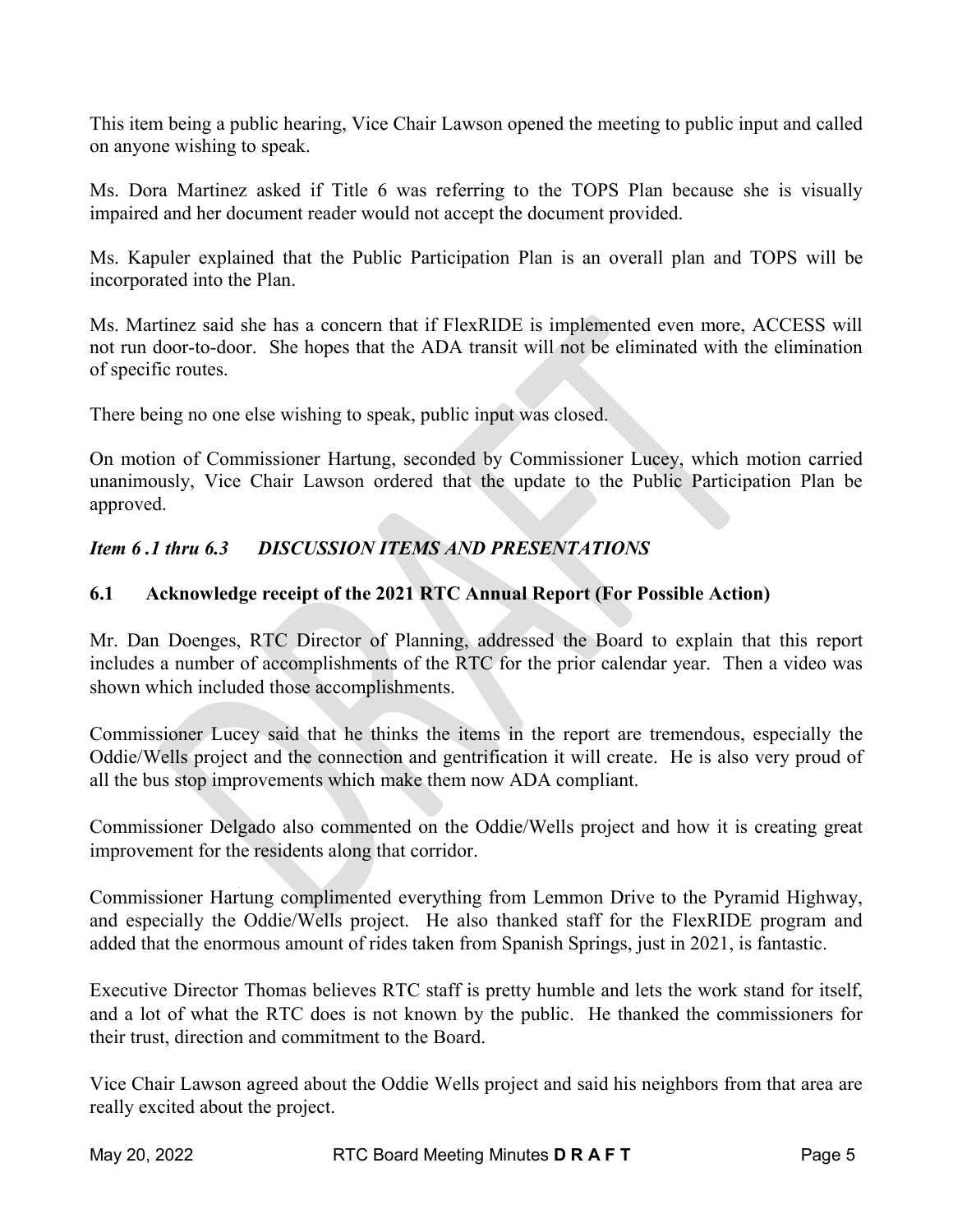This item being a public hearing, Vice Chair Lawson opened the meeting to public input and called on anyone wishing to speak.

Ms. Dora Martinez asked if Title 6 was referring to the TOPS Plan because she is visually impaired and her document reader would not accept the document provided.

Ms. Kapuler explained that the Public Participation Plan is an overall plan and TOPS will be incorporated into the Plan.

Ms. Martinez said she has a concern that if FlexRIDE is implemented even more, ACCESS will not run door-to-door. She hopes that the ADA transit will not be eliminated with the elimination of specific routes.

There being no one else wishing to speak, public input was closed.

On motion of Commissioner Hartung, seconded by Commissioner Lucey, which motion carried unanimously, Vice Chair Lawson ordered that the update to the Public Participation Plan be approved.

### *Item 6 .1 thru 6.3 DISCUSSION ITEMS AND PRESENTATIONS*

### 6.1 Acknowledge receipt of the 2021 RTC Annual Report (For Possible Action)

Mr. Dan Doenges, RTC Director of Planning, addressed the Board to explain that this report includes a number of accomplishments of the RTC for the prior calendar year. Then a video was shown which included those accomplishments.

Commissioner Lucey said that he thinks the items in the report are tremendous, especially the Oddie/Wells project and the connection and gentrification it will create. He is also very proud of all the bus stop improvements which make them now ADA compliant.

Commissioner Delgado also commented on the Oddie/Wells project and how it is creating great improvement for the residents along that corridor.

Commissioner Hartung complimented everything from Lemmon Drive to the Pyramid Highway, and especially the Oddie/Wells project. He also thanked staff for the FlexRIDE program and added that the enormous amount of rides taken from Spanish Springs, just in 2021, is fantastic.

Executive Director Thomas believes RTC staff is pretty humble and lets the work stand for itself, and a lot of what the RTC does is not known by the public. He thanked the commissioners for their trust, direction and commitment to the Board.

Vice Chair Lawson agreed about the Oddie Wells project and said his neighbors from that area are really excited about the project.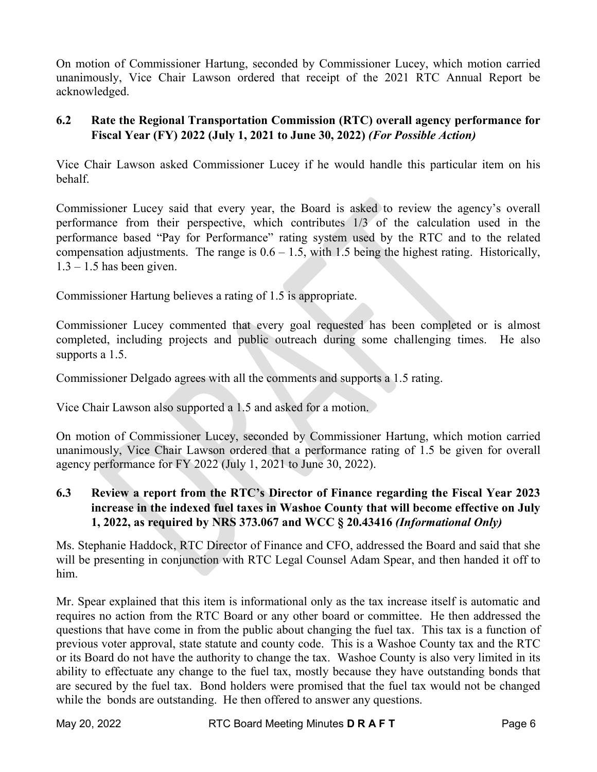On motion of Commissioner Hartung, seconded by Commissioner Lucey, which motion carried unanimously, Vice Chair Lawson ordered that receipt of the 2021 RTC Annual Report be acknowledged.

### 6.2 Rate the Regional Transportation Commission (RTC) overall agency performance for Fiscal Year (FY) 2022 (July 1, 2021 to June 30, 2022) *(For Possible Action)*

Vice Chair Lawson asked Commissioner Lucey if he would handle this particular item on his behalf.

Commissioner Lucey said that every year, the Board is asked to review the agency's overall performance from their perspective, which contributes 1/3 of the calculation used in the performance based "Pay for Performance" rating system used by the RTC and to the related compensation adjustments. The range is 0.6 – 1.5, with 1.5 being the highest rating. Historically, 1.3 – 1.5 has been given.

Commissioner Hartung believes a rating of 1.5 is appropriate.

Commissioner Lucey commented that every goal requested has been completed or is almost completed, including projects and public outreach during some challenging times. He also supports a 1.5.

Commissioner Delgado agrees with all the comments and supports a 1.5 rating.

Vice Chair Lawson also supported a 1.5 and asked for a motion.

On motion of Commissioner Lucey, seconded by Commissioner Hartung, which motion carried unanimously, Vice Chair Lawson ordered that a performance rating of 1.5 be given for overall agency performance for FY 2022 (July 1, 2021 to June 30, 2022).

### 6.3 Review a report from the RTC's Director of Finance regarding the Fiscal Year 2023 increase in the indexed fuel taxes in Washoe County that will become effective on July 1, 2022, as required by NRS 373.067 and WCC § 20.43416 *(Informational Only)*

Ms. Stephanie Haddock, RTC Director of Finance and CFO, addressed the Board and said that she will be presenting in conjunction with RTC Legal Counsel Adam Spear, and then handed it off to him.

Mr. Spear explained that this item is informational only as the tax increase itself is automatic and requires no action from the RTC Board or any other board or committee. He then addressed the questions that have come in from the public about changing the fuel tax. This tax is a function of previous voter approval, state statute and county code. This is a Washoe County tax and the RTC or its Board do not have the authority to change the tax. Washoe County is also very limited in its ability to effectuate any change to the fuel tax, mostly because they have outstanding bonds that are secured by the fuel tax. Bond holders were promised that the fuel tax would not be changed while the bonds are outstanding. He then offered to answer any questions.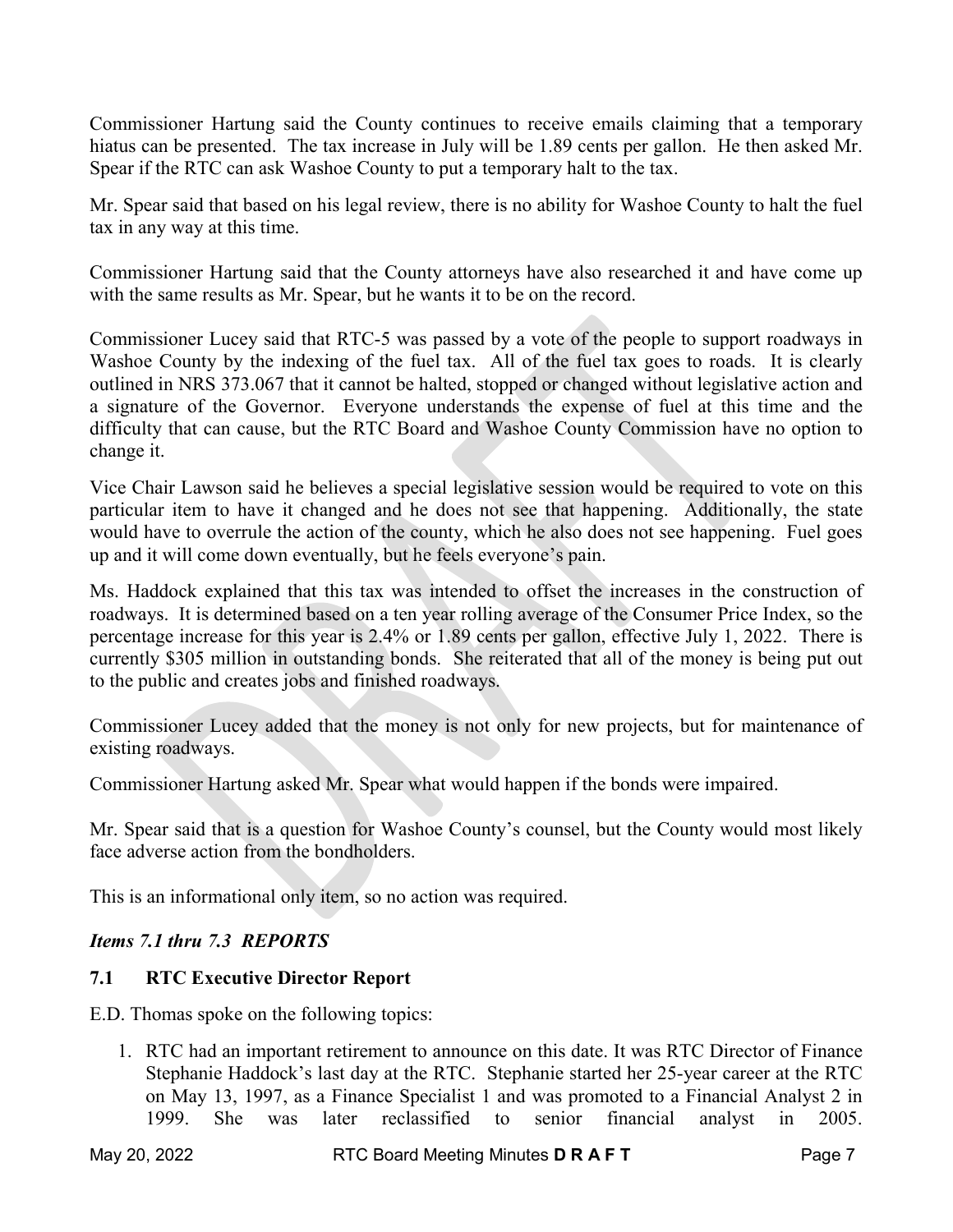Commissioner Hartung said the County continues to receive emails claiming that a temporary hiatus can be presented. The tax increase in July will be 1.89 cents per gallon. He then asked Mr. Spear if the RTC can ask Washoe County to put a temporary halt to the tax.

Mr. Spear said that based on his legal review, there is no ability for Washoe County to halt the fuel tax in any way at this time.

Commissioner Hartung said that the County attorneys have also researched it and have come up with the same results as Mr. Spear, but he wants it to be on the record.

Commissioner Lucey said that RTC-5 was passed by a vote of the people to support roadways in Washoe County by the indexing of the fuel tax. All of the fuel tax goes to roads. It is clearly outlined in NRS 373.067 that it cannot be halted, stopped or changed without legislative action and a signature of the Governor. Everyone understands the expense of fuel at this time and the difficulty that can cause, but the RTC Board and Washoe County Commission have no option to change it.

Vice Chair Lawson said he believes a special legislative session would be required to vote on this particular item to have it changed and he does not see that happening. Additionally, the state would have to overrule the action of the county, which he also does not see happening. Fuel goes up and it will come down eventually, but he feels everyone's pain.

Ms. Haddock explained that this tax was intended to offset the increases in the construction of roadways. It is determined based on a ten year rolling average of the Consumer Price Index, so the percentage increase for this year is 2.4% or 1.89 cents per gallon, effective July 1, 2022. There is currently $305 million in outstanding bonds. She reiterated that all of the money is being put out to the public and creates jobs and finished roadways.

Commissioner Lucey added that the money is not only for new projects, but for maintenance of existing roadways.

Commissioner Hartung asked Mr. Spear what would happen if the bonds were impaired.

Mr. Spear said that is a question for Washoe County's counsel, but the County would most likely face adverse action from the bondholders.

This is an informational only item, so no action was required.

### *Items 7.1 thru 7.3 REPORTS*

### 7.1 RTC Executive Director Report

E.D. Thomas spoke on the following topics:

1. RTC had an important retirement to announce on this date. It was RTC Director of Finance Stephanie Haddock's last day at the RTC. Stephanie started her 25-year career at the RTC on May 13, 1997, as a Finance Specialist 1 and was promoted to a Financial Analyst 2 in 1999. She was later reclassified to senior financial analyst in 2005.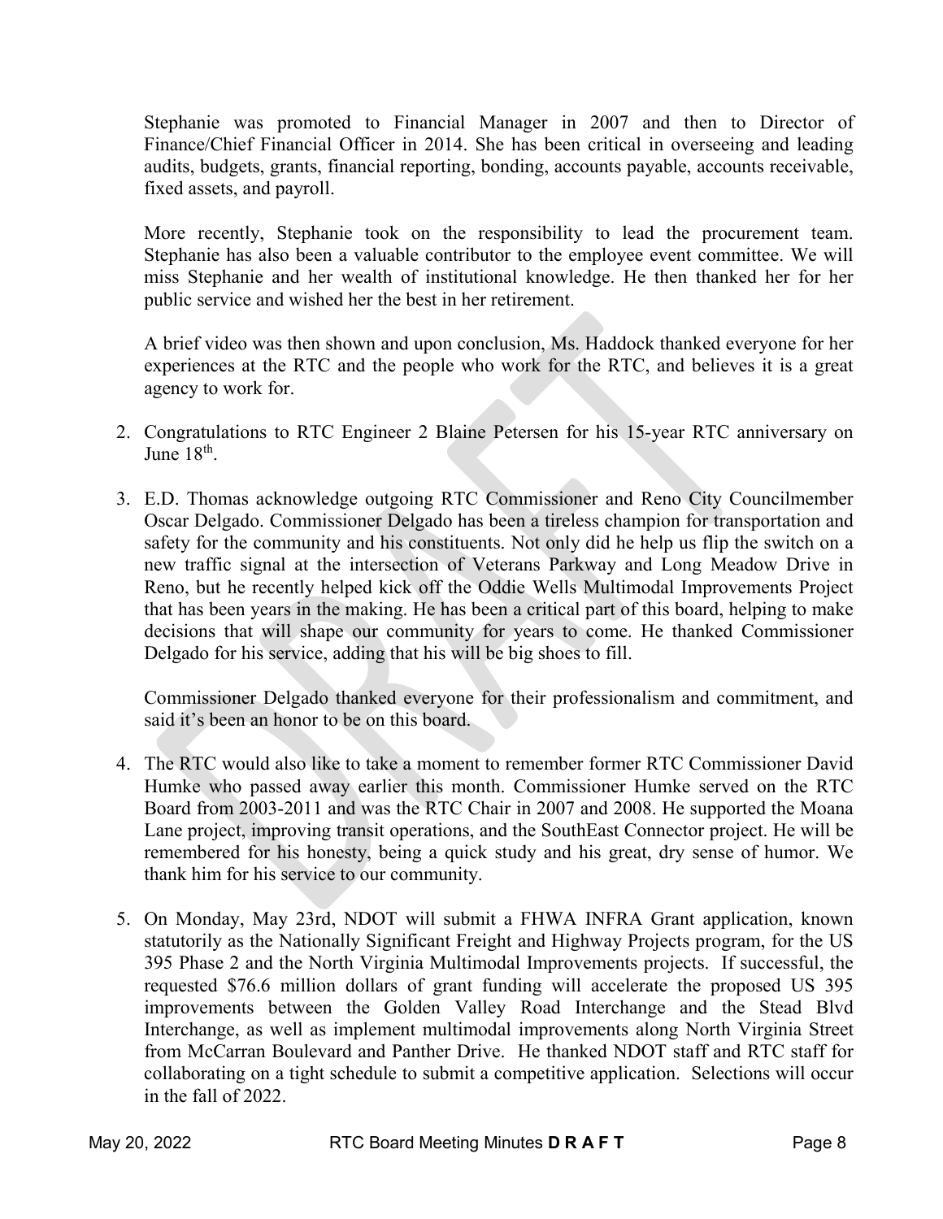Stephanie was promoted to Financial Manager in 2007 and then to Director of Finance/Chief Financial Officer in 2014. She has been critical in overseeing and leading audits, budgets, grants, financial reporting, bonding, accounts payable, accounts receivable, fixed assets, and payroll.

More recently, Stephanie took on the responsibility to lead the procurement team. Stephanie has also been a valuable contributor to the employee event committee. We will miss Stephanie and her wealth of institutional knowledge. He then thanked her for her public service and wished her the best in her retirement.

A brief video was then shown and upon conclusion, Ms. Haddock thanked everyone for her experiences at the RTC and the people who work for the RTC, and believes it is a great agency to work for.

2. Congratulations to RTC Engineer 2 Blaine Petersen for his 15-year RTC anniversary on June 18th.

3. E.D. Thomas acknowledge outgoing RTC Commissioner and Reno City Councilmember Oscar Delgado. Commissioner Delgado has been a tireless champion for transportation and safety for the community and his constituents. Not only did he help us flip the switch on a new traffic signal at the intersection of Veterans Parkway and Long Meadow Drive in Reno, but he recently helped kick off the Oddie Wells Multimodal Improvements Project that has been years in the making. He has been a critical part of this board, helping to make decisions that will shape our community for years to come. He thanked Commissioner Delgado for his service, adding that his will be big shoes to fill.

   Commissioner Delgado thanked everyone for their professionalism and commitment, and said it's been an honor to be on this board.

4. The RTC would also like to take a moment to remember former RTC Commissioner David Humke who passed away earlier this month. Commissioner Humke served on the RTC Board from 2003-2011 and was the RTC Chair in 2007 and 2008. He supported the Moana Lane project, improving transit operations, and the SouthEast Connector project. He will be remembered for his honesty, being a quick study and his great, dry sense of humor. We thank him for his service to our community.

5. On Monday, May 23rd, NDOT will submit a FHWA INFRA Grant application, known statutorily as the Nationally Significant Freight and Highway Projects program, for the US 395 Phase 2 and the North Virginia Multimodal Improvements projects. If successful, the requested $76.6 million dollars of grant funding will accelerate the proposed US 395 improvements between the Golden Valley Road Interchange and the Stead Blvd Interchange, as well as implement multimodal improvements along North Virginia Street from McCarran Boulevard and Panther Drive. He thanked NDOT staff and RTC staff for collaborating on a tight schedule to submit a competitive application. Selections will occur in the fall of 2022.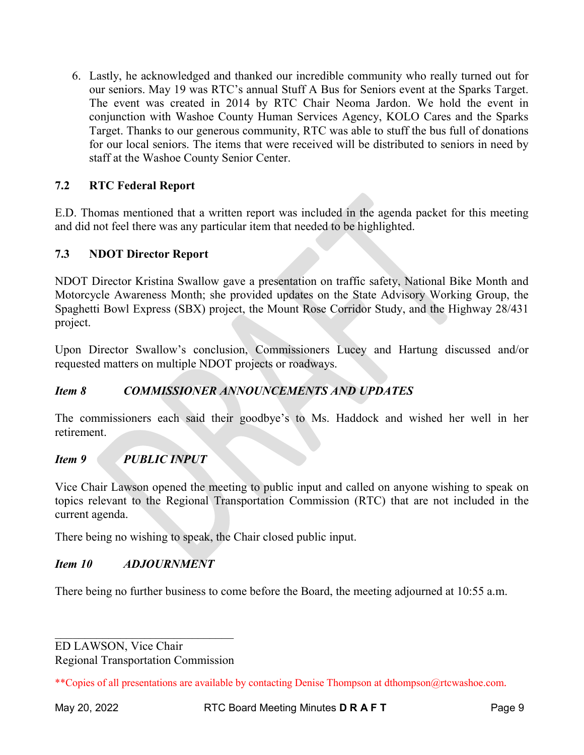6. Lastly, he acknowledged and thanked our incredible community who really turned out for our seniors. May 19 was RTC's annual Stuff A Bus for Seniors event at the Sparks Target. The event was created in 2014 by RTC Chair Neoma Jardon. We hold the event in conjunction with Washoe County Human Services Agency, KOLO Cares and the Sparks Target. Thanks to our generous community, RTC was able to stuff the bus full of donations for our local seniors. The items that were received will be distributed to seniors in need by staff at the Washoe County Senior Center.

### 7.2 RTC Federal Report

E.D. Thomas mentioned that a written report was included in the agenda packet for this meeting and did not feel there was any particular item that needed to be highlighted.

### 7.3 NDOT Director Report

NDOT Director Kristina Swallow gave a presentation on traffic safety, National Bike Month and Motorcycle Awareness Month; she provided updates on the State Advisory Working Group, the Spaghetti Bowl Express (SBX) project, the Mount Rose Corridor Study, and the Highway 28/431 project.

Upon Director Swallow's conclusion, Commissioners Lucey and Hartung discussed and/or requested matters on multiple NDOT projects or roadways.

## *Item 8 COMMISSIONER ANNOUNCEMENTS AND UPDATES*

The commissioners each said their goodbye's to Ms. Haddock and wished her well in her retirement.

## *Item 9 PUBLIC INPUT*

Vice Chair Lawson opened the meeting to public input and called on anyone wishing to speak on topics relevant to the Regional Transportation Commission (RTC) that are not included in the current agenda.

There being no wishing to speak, the Chair closed public input.

## *Item 10 ADJOURNMENT*

There being no further business to come before the Board, the meeting adjourned at 10:55 a.m.

\_\_\_\_\_\_\_\_\_\_\_\_\_\_\_\_\_\_\_\_\_\_\_\_\_\_\_\_\_\_\_\_

ED LAWSON, Vice Chair
Regional Transportation Commission

**Copies of all presentations are available by contacting Denise Thompson at dthompson@rtcwashoe.com.